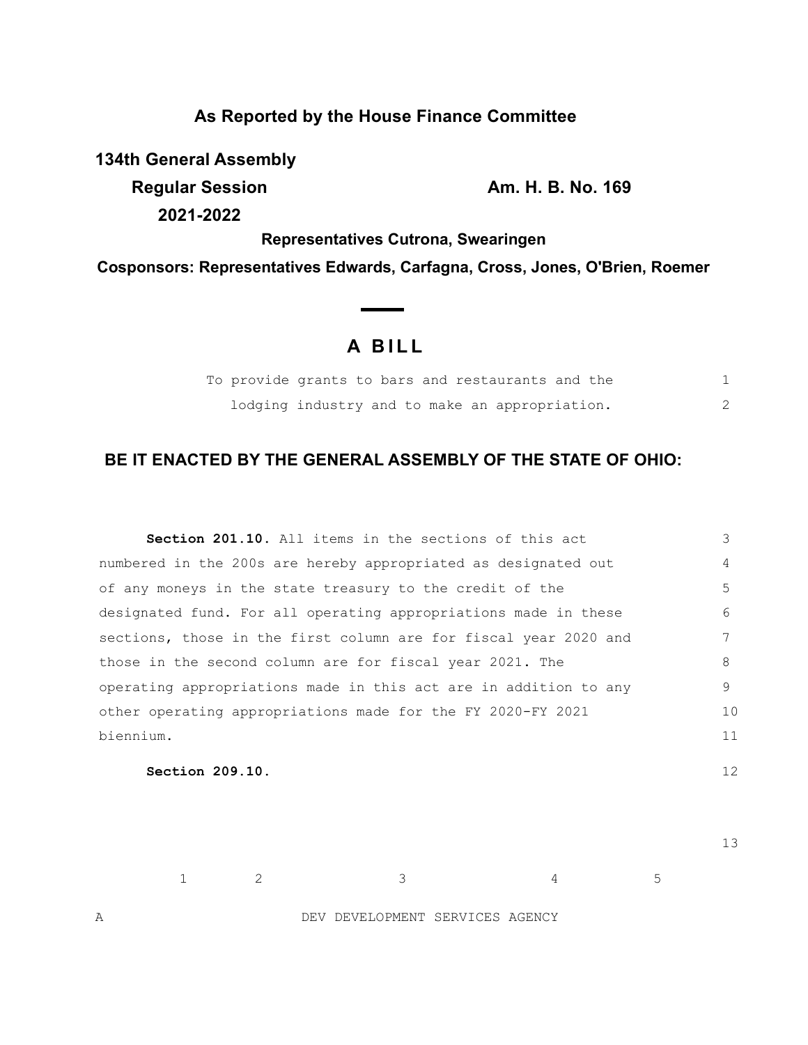**As Reported by the House Finance Committee**

**134th General Assembly**

**Regular Session**

**2021-2022**

**Am. H. B. No. 169**

**Representatives Cutrona, Swearingen**

**Cosponsors: Representatives Edwards, Carfagna, Cross, Jones, O'Brien, Roemer**

# A BILL

To provide grants to bars and restaurants and the lodging industry and to make an appropriation.

## BE IT ENACTED BY THE GENERAL ASSEMBLY OF THE STATE OF OHIO:

**Section 201.10.** All items in the sections of this act numbered in the 200s are hereby appropriated as designated out of any moneys in the state treasury to the credit of the designated fund. For all operating appropriations made in these sections, those in the first column are for fiscal year 2020 and those in the second column are for fiscal year 2021. The operating appropriations made in this act are in addition to any other operating appropriations made for the FY 2020-FY 2021 biennium.

**Section 209.10.**

| | 1 | 2 | 3 | 4 | 5 |
|---|---|---|---|---|---|
| A | | | DEV DEVELOPMENT SERVICES AGENCY | | |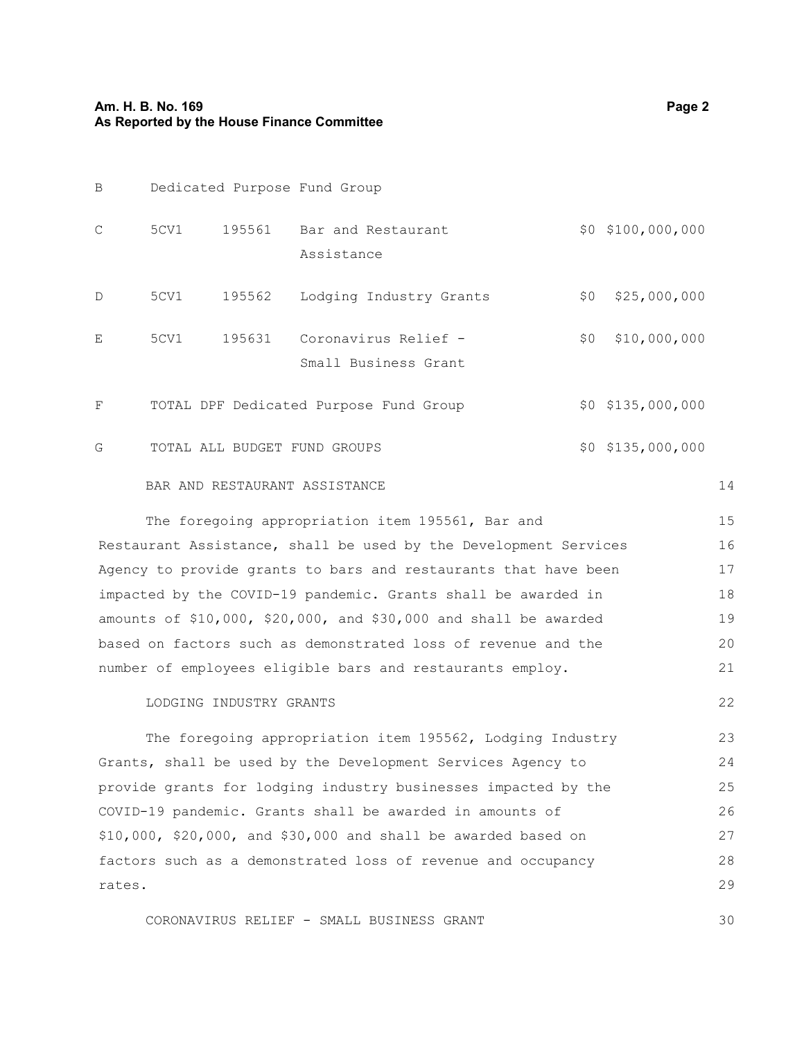| | | | | | |
|---|---|---|---|---|---|
| B | Dedicated Purpose Fund Group | | | | |
| C | 5CV1 | 195561 | Bar and Restaurant Assistance | $0 | $100,000,000 |
| D | 5CV1 | 195562 | Lodging Industry Grants | $0 | $25,000,000 |
| E | 5CV1 | 195631 | Coronavirus Relief - Small Business Grant | $0 | $10,000,000 |
| F | TOTAL DPF Dedicated Purpose Fund Group | | | $0 | $135,000,000 |
| G | TOTAL ALL BUDGET FUND GROUPS | | | $0 | $135,000,000 |

BAR AND RESTAURANT ASSISTANCE

The foregoing appropriation item 195561, Bar and Restaurant Assistance, shall be used by the Development Services Agency to provide grants to bars and restaurants that have been impacted by the COVID-19 pandemic. Grants shall be awarded in amounts of $10,000, $20,000, and $30,000 and shall be awarded based on factors such as demonstrated loss of revenue and the number of employees eligible bars and restaurants employ.

LODGING INDUSTRY GRANTS

The foregoing appropriation item 195562, Lodging Industry Grants, shall be used by the Development Services Agency to provide grants for lodging industry businesses impacted by the COVID-19 pandemic. Grants shall be awarded in amounts of $10,000, $20,000, and $30,000 and shall be awarded based on factors such as a demonstrated loss of revenue and occupancy rates.

CORONAVIRUS RELIEF - SMALL BUSINESS GRANT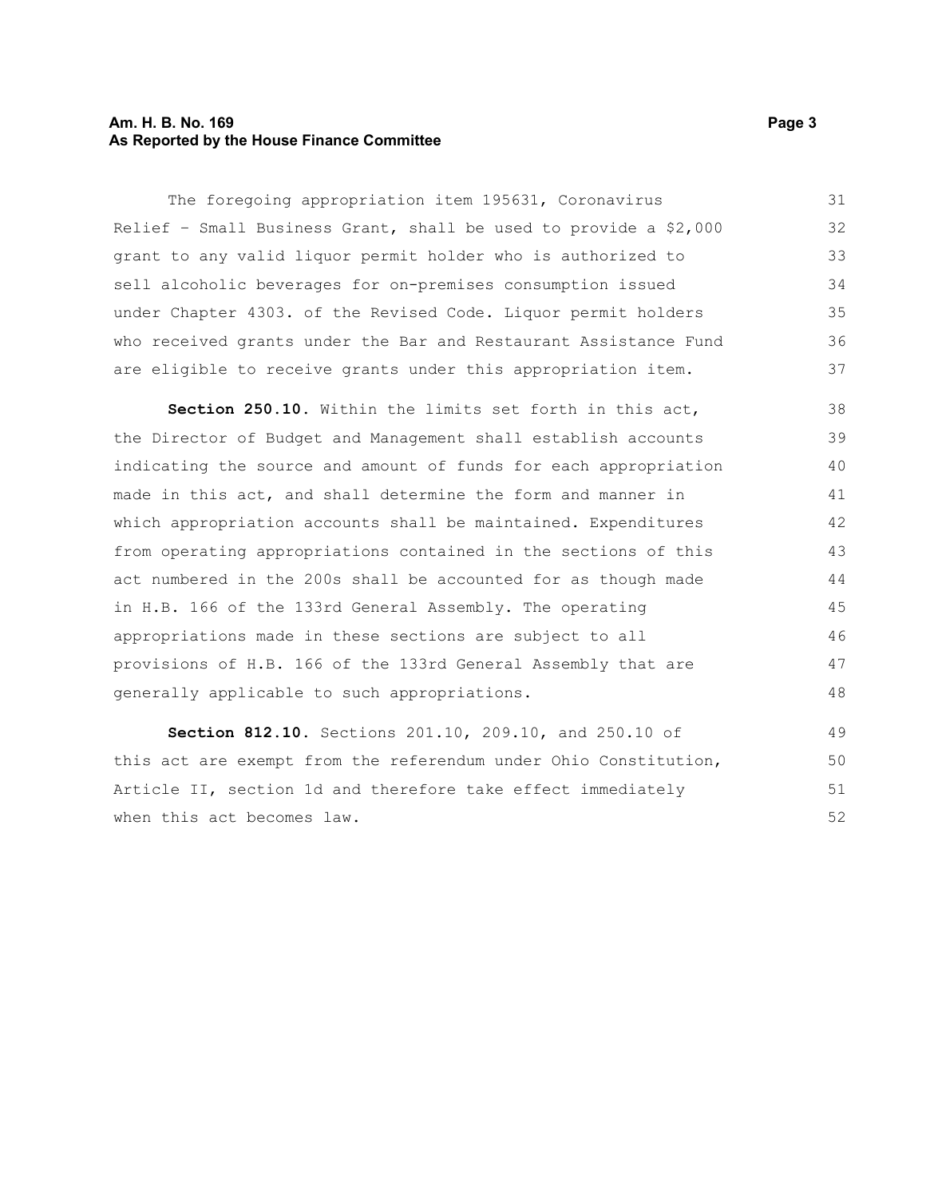The foregoing appropriation item 195631, Coronavirus Relief - Small Business Grant, shall be used to provide a $2,000 grant to any valid liquor permit holder who is authorized to sell alcoholic beverages for on-premises consumption issued under Chapter 4303. of the Revised Code. Liquor permit holders who received grants under the Bar and Restaurant Assistance Fund are eligible to receive grants under this appropriation item.

**Section 250.10.** Within the limits set forth in this act, the Director of Budget and Management shall establish accounts indicating the source and amount of funds for each appropriation made in this act, and shall determine the form and manner in which appropriation accounts shall be maintained. Expenditures from operating appropriations contained in the sections of this act numbered in the 200s shall be accounted for as though made in H.B. 166 of the 133rd General Assembly. The operating appropriations made in these sections are subject to all provisions of H.B. 166 of the 133rd General Assembly that are generally applicable to such appropriations.

**Section 812.10.** Sections 201.10, 209.10, and 250.10 of this act are exempt from the referendum under Ohio Constitution, Article II, section 1d and therefore take effect immediately when this act becomes law.